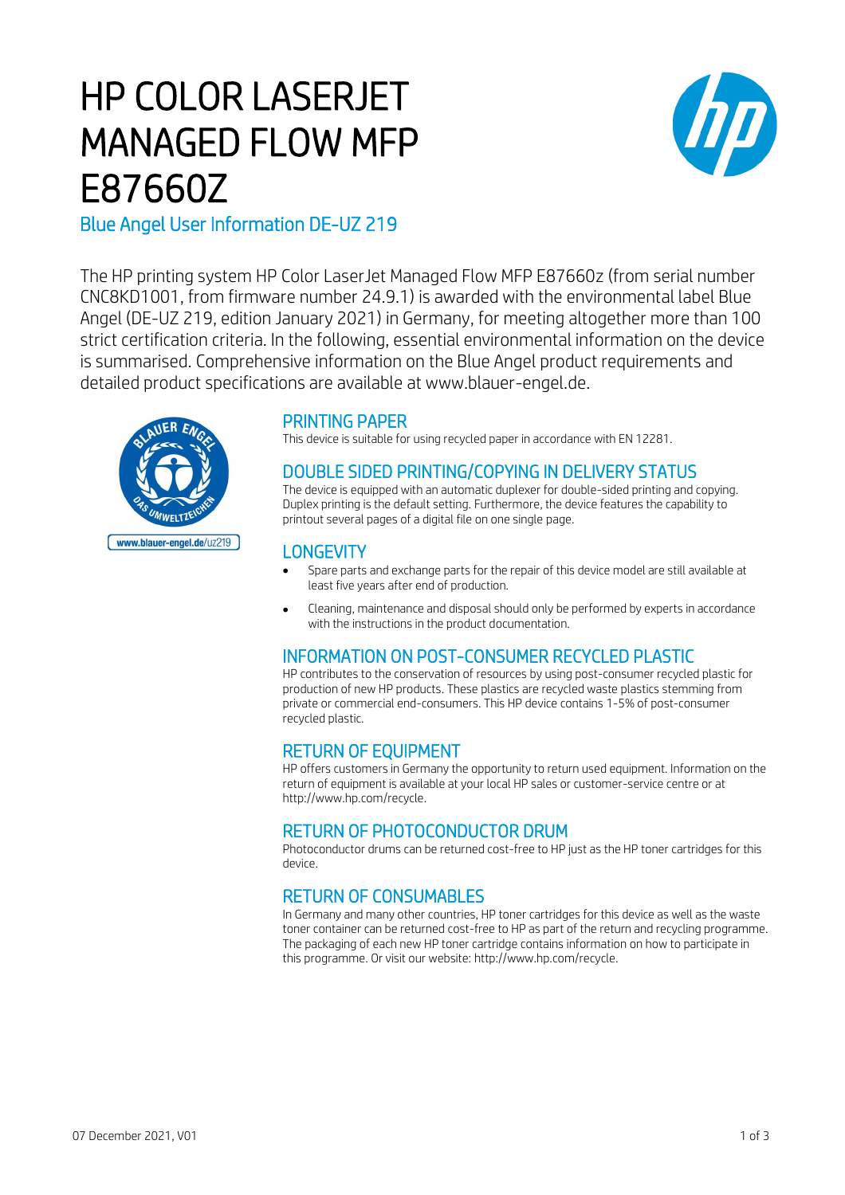# HP COLOR LASERJET MANAGED FLOW MFP E87660Z

## Blue Angel User Information DE-UZ 219

The HP printing system HP Color LaserJet Managed Flow MFP E87660z (from serial number CNC8KD1001, from firmware number 24.9.1) is awarded with the environmental label Blue Angel (DE-UZ 219, edition January 2021) in Germany, for meeting altogether more than 100 strict certification criteria. In the following, essential environmental information on the device is summarised. Comprehensive information on the Blue Angel product requirements and detailed product specifications are available at www.blauer-engel.de.

www.blauer-engel.de/uz219

### PRINTING PAPER

This device is suitable for using recycled paper in accordance with EN 12281.

### DOUBLE SIDED PRINTING/COPYING IN DELIVERY STATUS

The device is equipped with an automatic duplexer for double-sided printing and copying. Duplex printing is the default setting. Furthermore, the device features the capability to printout several pages of a digital file on one single page.

### LONGEVITY

- Spare parts and exchange parts for the repair of this device model are still available at least five years after end of production.
- Cleaning, maintenance and disposal should only be performed by experts in accordance with the instructions in the product documentation.

### INFORMATION ON POST-CONSUMER RECYCLED PLASTIC

HP contributes to the conservation of resources by using post-consumer recycled plastic for production of new HP products. These plastics are recycled waste plastics stemming from private or commercial end-consumers. This HP device contains 1-5% of post-consumer recycled plastic.

### RETURN OF EQUIPMENT

HP offers customers in Germany the opportunity to return used equipment. Information on the return of equipment is available at your local HP sales or customer-service centre or at http://www.hp.com/recycle.

### RETURN OF PHOTOCONDUCTOR DRUM

Photoconductor drums can be returned cost-free to HP just as the HP toner cartridges for this device.

### RETURN OF CONSUMABLES

In Germany and many other countries, HP toner cartridges for this device as well as the waste toner container can be returned cost-free to HP as part of the return and recycling programme. The packaging of each new HP toner cartridge contains information on how to participate in this programme. Or visit our website: http://www.hp.com/recycle.

07 December 2021, V01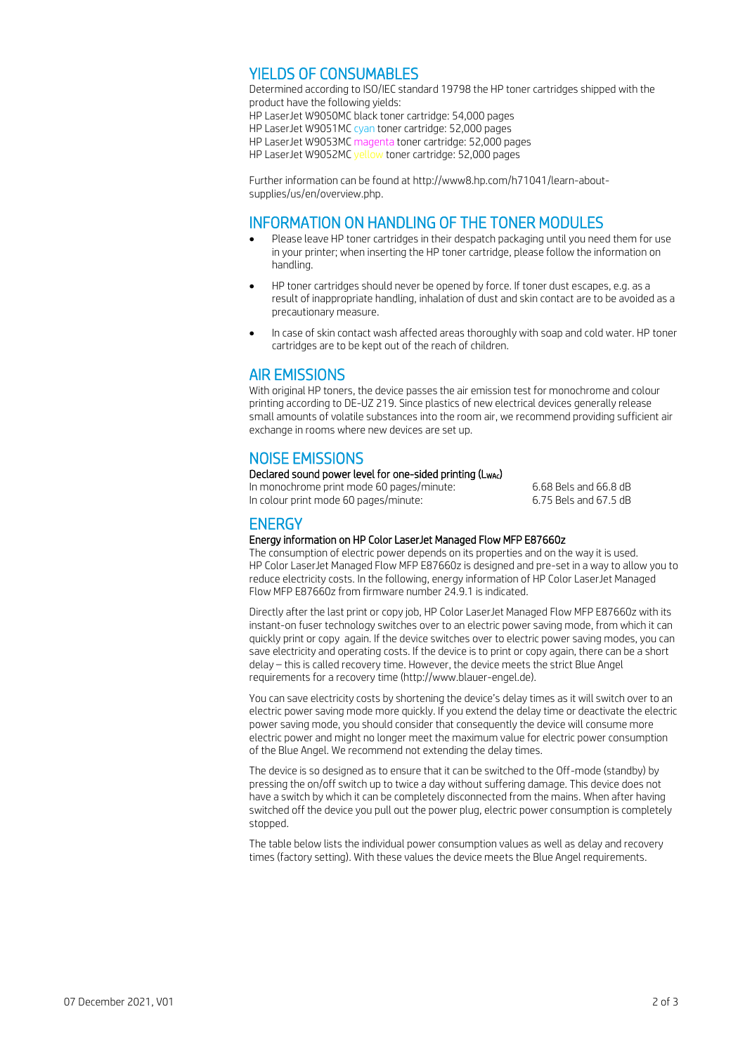## YIELDS OF CONSUMABLES

Determined according to ISO/IEC standard 19798 the HP toner cartridges shipped with the product have the following yields:
HP LaserJet W9050MC black toner cartridge: 54,000 pages
HP LaserJet W9051MC cyan toner cartridge: 52,000 pages
HP LaserJet W9053MC magenta toner cartridge: 52,000 pages
HP LaserJet W9052MC yellow toner cartridge: 52,000 pages

Further information can be found at http://www8.hp.com/h71041/learn-about-supplies/us/en/overview.php.

## INFORMATION ON HANDLING OF THE TONER MODULES

- Please leave HP toner cartridges in their despatch packaging until you need them for use in your printer; when inserting the HP toner cartridge, please follow the information on handling.
- HP toner cartridges should never be opened by force. If toner dust escapes, e.g. as a result of inappropriate handling, inhalation of dust and skin contact are to be avoided as a precautionary measure.
- In case of skin contact wash affected areas thoroughly with soap and cold water. HP toner cartridges are to be kept out of the reach of children.

## AIR EMISSIONS

With original HP toners, the device passes the air emission test for monochrome and colour printing according to DE-UZ 219. Since plastics of new electrical devices generally release small amounts of volatile substances into the room air, we recommend providing sufficient air exchange in rooms where new devices are set up.

## NOISE EMISSIONS

**Declared sound power level for one-sided printing ($L_{WAc}$)**

| | |
|---|---|
| In monochrome print mode 60 pages/minute: | 6.68 Bels and 66.8 dB |
| In colour print mode 60 pages/minute: | 6.75 Bels and 67.5 dB |

## ENERGY

**Energy information on HP Color LaserJet Managed Flow MFP E87660z**

The consumption of electric power depends on its properties and on the way it is used. HP Color LaserJet Managed Flow MFP E87660z is designed and pre-set in a way to allow you to reduce electricity costs. In the following, energy information of HP Color LaserJet Managed Flow MFP E87660z from firmware number 24.9.1 is indicated.

Directly after the last print or copy job, HP Color LaserJet Managed Flow MFP E87660z with its instant-on fuser technology switches over to an electric power saving mode, from which it can quickly print or copy again. If the device switches over to electric power saving modes, you can save electricity and operating costs. If the device is to print or copy again, there can be a short delay – this is called recovery time. However, the device meets the strict Blue Angel requirements for a recovery time (http://www.blauer-engel.de).

You can save electricity costs by shortening the device's delay times as it will switch over to an electric power saving mode more quickly. If you extend the delay time or deactivate the electric power saving mode, you should consider that consequently the device will consume more electric power and might no longer meet the maximum value for electric power consumption of the Blue Angel. We recommend not extending the delay times.

The device is so designed as to ensure that it can be switched to the Off-mode (standby) by pressing the on/off switch up to twice a day without suffering damage. This device does not have a switch by which it can be completely disconnected from the mains. When after having switched off the device you pull out the power plug, electric power consumption is completely stopped.

The table below lists the individual power consumption values as well as delay and recovery times (factory setting). With these values the device meets the Blue Angel requirements.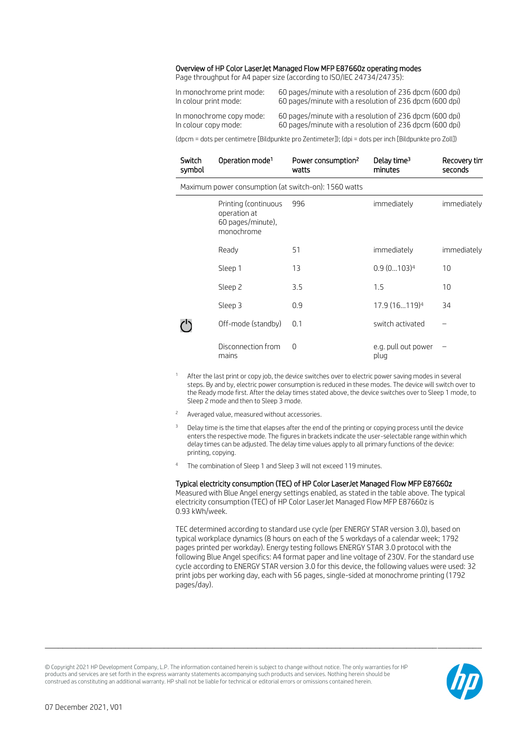## Overview of HP Color LaserJet Managed Flow MFP E87660z operating modes

Page throughput for A4 paper size (according to ISO/IEC 24734/24735):

| | |
|---|---|
| In monochrome print mode: | 60 pages/minute with a resolution of 236 dpcm (600 dpi) |
| In colour print mode: | 60 pages/minute with a resolution of 236 dpcm (600 dpi) |
| In monochrome copy mode: | 60 pages/minute with a resolution of 236 dpcm (600 dpi) |
| In colour copy mode: | 60 pages/minute with a resolution of 236 dpcm (600 dpi) |

(dpcm = dots per centimetre [Bildpunkte pro Zentimeter]); (dpi = dots per inch [Bildpunkte pro Zoll])

| Switch symbol | Operation mode[1] | Power consumption[2] watts | Delay time[3] minutes | Recovery time seconds |
|---|---|---|---|---|
| Maximum power consumption (at switch-on): 1560 watts | | | | |
| | Printing (continuous operation at 60 pages/minute), monochrome | 996 | immediately | immediately |
| | Ready | 51 | immediately | immediately |
| | Sleep 1 | 13 | 0.9 (0…103)[4] | 10 |
| | Sleep 2 | 3.5 | 1.5 | 10 |
| | Sleep 3 | 0.9 | 17.9 (16…119)[4] | 34 |
| ⏻ | Off-mode (standby) | 0.1 | switch activated | – |
| | Disconnection from mains | 0 | e.g. pull out power plug | – |

[1] After the last print or copy job, the device switches over to electric power saving modes in several steps. By and by, electric power consumption is reduced in these modes. The device will switch over to the Ready mode first. After the delay times stated above, the device switches over to Sleep 1 mode, to Sleep 2 mode and then to Sleep 3 mode.

[2] Averaged value, measured without accessories.

[3] Delay time is the time that elapses after the end of the printing or copying process until the device enters the respective mode. The figures in brackets indicate the user-selectable range within which delay times can be adjusted. The delay time values apply to all primary functions of the device: printing, copying.

[4] The combination of Sleep 1 and Sleep 3 will not exceed 119 minutes.

## Typical electricity consumption (TEC) of HP Color LaserJet Managed Flow MFP E87660z

Measured with Blue Angel energy settings enabled, as stated in the table above. The typical electricity consumption (TEC) of HP Color LaserJet Managed Flow MFP E87660z is 0.93 kWh/week.

TEC determined according to standard use cycle (per ENERGY STAR version 3.0), based on typical workplace dynamics (8 hours on each of the 5 workdays of a calendar week; 1792 pages printed per workday). Energy testing follows ENERGY STAR 3.0 protocol with the following Blue Angel specifics: A4 format paper and line voltage of 230V. For the standard use cycle according to ENERGY STAR version 3.0 for this device, the following values were used: 32 print jobs per working day, each with 56 pages, single-sided at monochrome printing (1792 pages/day).

© Copyright 2021 HP Development Company, L.P. The information contained herein is subject to change without notice. The only warranties for HP products and services are set forth in the express warranty statements accompanying such products and services. Nothing herein should be construed as constituting an additional warranty. HP shall not be liable for technical or editorial errors or omissions contained herein.

07 December 2021, V01